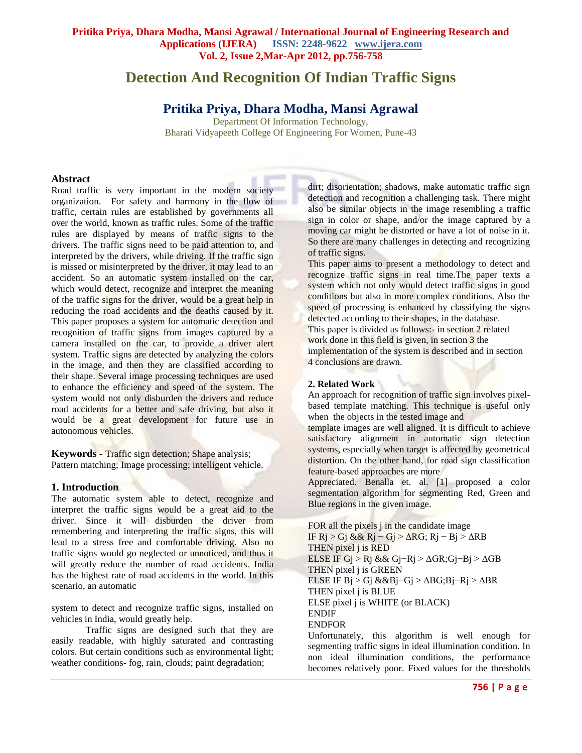# Detection And Recognition Of Indian Traffic Signs

## Pritika Priya, Dhara Modha, Mansi Agrawal

Department Of Information Technology,
Bharati Vidyapeeth College Of Engineering For Women, Pune-43

### Abstract

Road traffic is very important in the modern society organization. For safety and harmony in the flow of traffic, certain rules are established by governments all over the world, known as traffic rules. Some of the traffic rules are displayed by means of traffic signs to the drivers. The traffic signs need to be paid attention to, and interpreted by the drivers, while driving. If the traffic sign is missed or misinterpreted by the driver, it may lead to an accident. So an automatic system installed on the car, which would detect, recognize and interpret the meaning of the traffic signs for the driver, would be a great help in reducing the road accidents and the deaths caused by it. This paper proposes a system for automatic detection and recognition of traffic signs from images captured by a camera installed on the car, to provide a driver alert system. Traffic signs are detected by analyzing the colors in the image, and then they are classified according to their shape. Several image processing techniques are used to enhance the efficiency and speed of the system. The system would not only disburden the drivers and reduce road accidents for a better and safe driving, but also it would be a great development for future use in autonomous vehicles.

**Keywords -** Traffic sign detection; Shape analysis; Pattern matching; Image processing; intelligent vehicle.

### 1. Introduction

The automatic system able to detect, recognize and interpret the traffic signs would be a great aid to the driver. Since it will disburden the driver from remembering and interpreting the traffic signs, this will lead to a stress free and comfortable driving. Also no traffic signs would go neglected or unnoticed, and thus it will greatly reduce the number of road accidents. India has the highest rate of road accidents in the world. In this scenario, an automatic system to detect and recognize traffic signs, installed on vehicles in India, would greatly help.

Traffic signs are designed such that they are easily readable, with highly saturated and contrasting colors. But certain conditions such as environmental light; weather conditions- fog, rain, clouds; paint degradation; dirt; disorientation; shadows, make automatic traffic sign detection and recognition a challenging task. There might also be similar objects in the image resembling a traffic sign in color or shape, and/or the image captured by a moving car might be distorted or have a lot of noise in it. So there are many challenges in detecting and recognizing of traffic signs.

This paper aims to present a methodology to detect and recognize traffic signs in real time.The paper texts a system which not only would detect traffic signs in good conditions but also in more complex conditions. Also the speed of processing is enhanced by classifying the signs detected according to their shapes, in the database.

This paper is divided as follows:- in section 2 related work done in this field is given, in section 3 the implementation of the system is described and in section 4 conclusions are drawn.

### 2. Related Work

An approach for recognition of traffic sign involves pixel-based template matching. This technique is useful only when the objects in the tested image and template images are well aligned. It is difficult to achieve satisfactory alignment in automatic sign detection systems, especially when target is affected by geometrical distortion. On the other hand, for road sign classification feature-based approaches are more Appreciated. Benalla et. al. [1] proposed a color segmentation algorithm for segmenting Red, Green and Blue regions in the given image.

FOR all the pixels j in the candidate image
IF $R_j > G_j$ && $R_j - G_j > \Delta RG$; $R_j - B_j > \Delta RB$
THEN pixel j is RED
ELSE IF $G_j > R_j$ && $G_j - R_j > \Delta GR$; $G_j - B_j > \Delta GB$
THEN pixel j is GREEN
ELSE IF $B_j > G_j$ && $B_j - G_j > \Delta BG$; $B_j - R_j > \Delta BR$
THEN pixel j is BLUE
ELSE pixel j is WHITE (or BLACK)
ENDIF
ENDFOR

Unfortunately, this algorithm is well enough for segmenting traffic signs in ideal illumination condition. In non ideal illumination conditions, the performance becomes relatively poor. Fixed values for the thresholds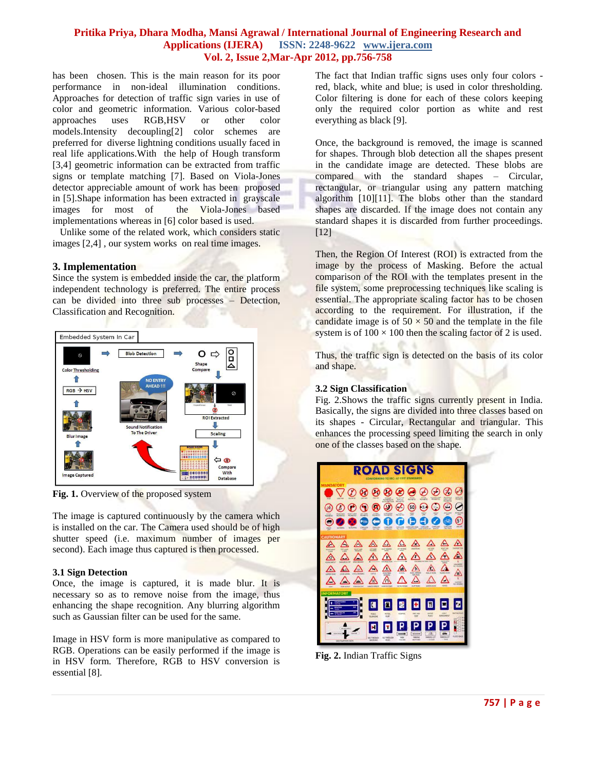has been chosen. This is the main reason for its poor performance in non-ideal illumination conditions. Approaches for detection of traffic sign varies in use of color and geometric information. Various color-based approaches uses RGB,HSV or other color models.Intensity decoupling[2] color schemes are preferred for diverse lightning conditions usually faced in real life applications.With the help of Hough transform [3,4] geometric information can be extracted from traffic signs or template matching [7]. Based on Viola-Jones detector appreciable amount of work has been proposed in [5].Shape information has been extracted in grayscale images for most of the Viola-Jones based implementations whereas in [6] color based is used.

Unlike some of the related work, which considers static images [2,4] , our system works on real time images.

## 3. Implementation

Since the system is embedded inside the car, the platform independent technology is preferred. The entire process can be divided into three sub processes – Detection, Classification and Recognition.

**Fig. 1.** Overview of the proposed system

The image is captured continuously by the camera which is installed on the car. The Camera used should be of high shutter speed (i.e. maximum number of images per second). Each image thus captured is then processed.

### 3.1 Sign Detection

Once, the image is captured, it is made blur. It is necessary so as to remove noise from the image, thus enhancing the shape recognition. Any blurring algorithm such as Gaussian filter can be used for the same.

Image in HSV form is more manipulative as compared to RGB. Operations can be easily performed if the image is in HSV form. Therefore, RGB to HSV conversion is essential [8].

The fact that Indian traffic signs uses only four colors - red, black, white and blue; is used in color thresholding. Color filtering is done for each of these colors keeping only the required color portion as white and rest everything as black [9].

Once, the background is removed, the image is scanned for shapes. Through blob detection all the shapes present in the candidate image are detected. These blobs are compared with the standard shapes – Circular, rectangular, or triangular using any pattern matching algorithm [10][11]. The blobs other than the standard shapes are discarded. If the image does not contain any standard shapes it is discarded from further proceedings. [12]

Then, the Region Of Interest (ROI) is extracted from the image by the process of Masking. Before the actual comparison of the ROI with the templates present in the file system, some preprocessing techniques like scaling is essential. The appropriate scaling factor has to be chosen according to the requirement. For illustration, if the candidate image is of $50 \times 50$ and the template in the file system is of $100 \times 100$ then the scaling factor of 2 is used.

Thus, the traffic sign is detected on the basis of its color and shape.

### 3.2 Sign Classification

Fig. 2.Shows the traffic signs currently present in India. Basically, the signs are divided into three classes based on its shapes - Circular, Rectangular and triangular. This enhances the processing speed limiting the search in only one of the classes based on the shape.

**Fig. 2.** Indian Traffic Signs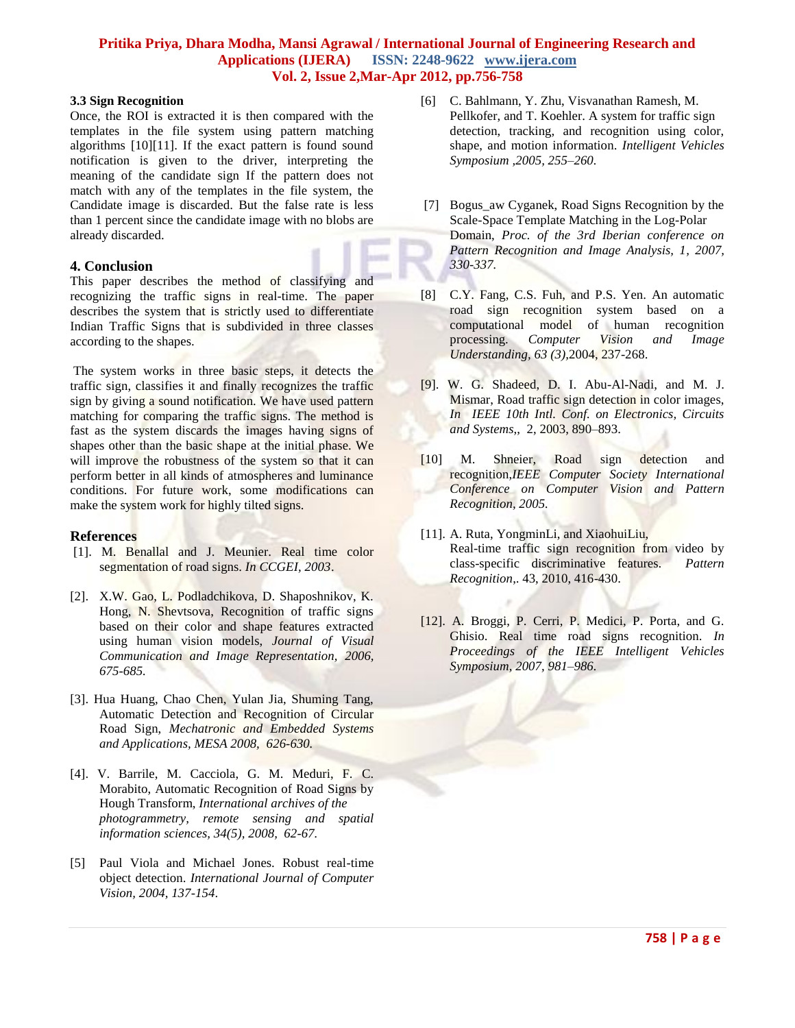### 3.3 Sign Recognition

Once, the ROI is extracted it is then compared with the templates in the file system using pattern matching algorithms [10][11]. If the exact pattern is found sound notification is given to the driver, interpreting the meaning of the candidate sign If the pattern does not match with any of the templates in the file system, the Candidate image is discarded. But the false rate is less than 1 percent since the candidate image with no blobs are already discarded.

## 4. Conclusion

This paper describes the method of classifying and recognizing the traffic signs in real-time. The paper describes the system that is strictly used to differentiate Indian Traffic Signs that is subdivided in three classes according to the shapes.

The system works in three basic steps, it detects the traffic sign, classifies it and finally recognizes the traffic sign by giving a sound notification. We have used pattern matching for comparing the traffic signs. The method is fast as the system discards the images having signs of shapes other than the basic shape at the initial phase. We will improve the robustness of the system so that it can perform better in all kinds of atmospheres and luminance conditions. For future work, some modifications can make the system work for highly tilted signs.

## References

[1]. M. Benallal and J. Meunier. Real time color segmentation of road signs. *In CCGEI, 2003*.

[2]. X.W. Gao, L. Podladchikova, D. Shaposhnikov, K. Hong, N. Shevtsova, Recognition of traffic signs based on their color and shape features extracted using human vision models, *Journal of Visual Communication and Image Representation, 2006, 675-685.*

[3]. Hua Huang, Chao Chen, Yulan Jia, Shuming Tang, Automatic Detection and Recognition of Circular Road Sign, *Mechatronic and Embedded Systems and Applications, MESA 2008, 626-630.*

[4]. V. Barrile, M. Cacciola, G. M. Meduri, F. C. Morabito, Automatic Recognition of Road Signs by Hough Transform, *International archives of the photogrammetry, remote sensing and spatial information sciences, 34(5), 2008, 62-67.*

[5] Paul Viola and Michael Jones. Robust real-time object detection. *International Journal of Computer Vision, 2004, 137-154*.

[6] C. Bahlmann, Y. Zhu, Visvanathan Ramesh, M. Pellkofer, and T. Koehler. A system for traffic sign detection, tracking, and recognition using color, shape, and motion information. *Intelligent Vehicles Symposium ,2005, 255–260.*

[7] Bogus_aw Cyganek, Road Signs Recognition by the Scale-Space Template Matching in the Log-Polar Domain, *Proc. of the 3rd Iberian conference on Pattern Recognition and Image Analysis, 1, 2007, 330-337.*

[8] C.Y. Fang, C.S. Fuh, and P.S. Yen. An automatic road sign recognition system based on a computational model of human recognition processing. *Computer Vision and Image Understanding, 63 (3),*2004, 237-268.

[9]. W. G. Shadeed, D. I. Abu-Al-Nadi, and M. J. Mismar, Road traffic sign detection in color images, *In IEEE 10th Intl. Conf. on Electronics, Circuits and Systems,*, 2, 2003, 890–893.

[10] M. Shneier, Road sign detection and recognition,*IEEE Computer Society International Conference on Computer Vision and Pattern Recognition, 2005.*

[11]. A. Ruta, YongminLi, and XiaohuiLiu, Real-time traffic sign recognition from video by class-specific discriminative features. *Pattern Recognition,*. 43, 2010, 416-430.

[12]. A. Broggi, P. Cerri, P. Medici, P. Porta, and G. Ghisio. Real time road signs recognition. *In Proceedings of the IEEE Intelligent Vehicles Symposium, 2007, 981–986.*